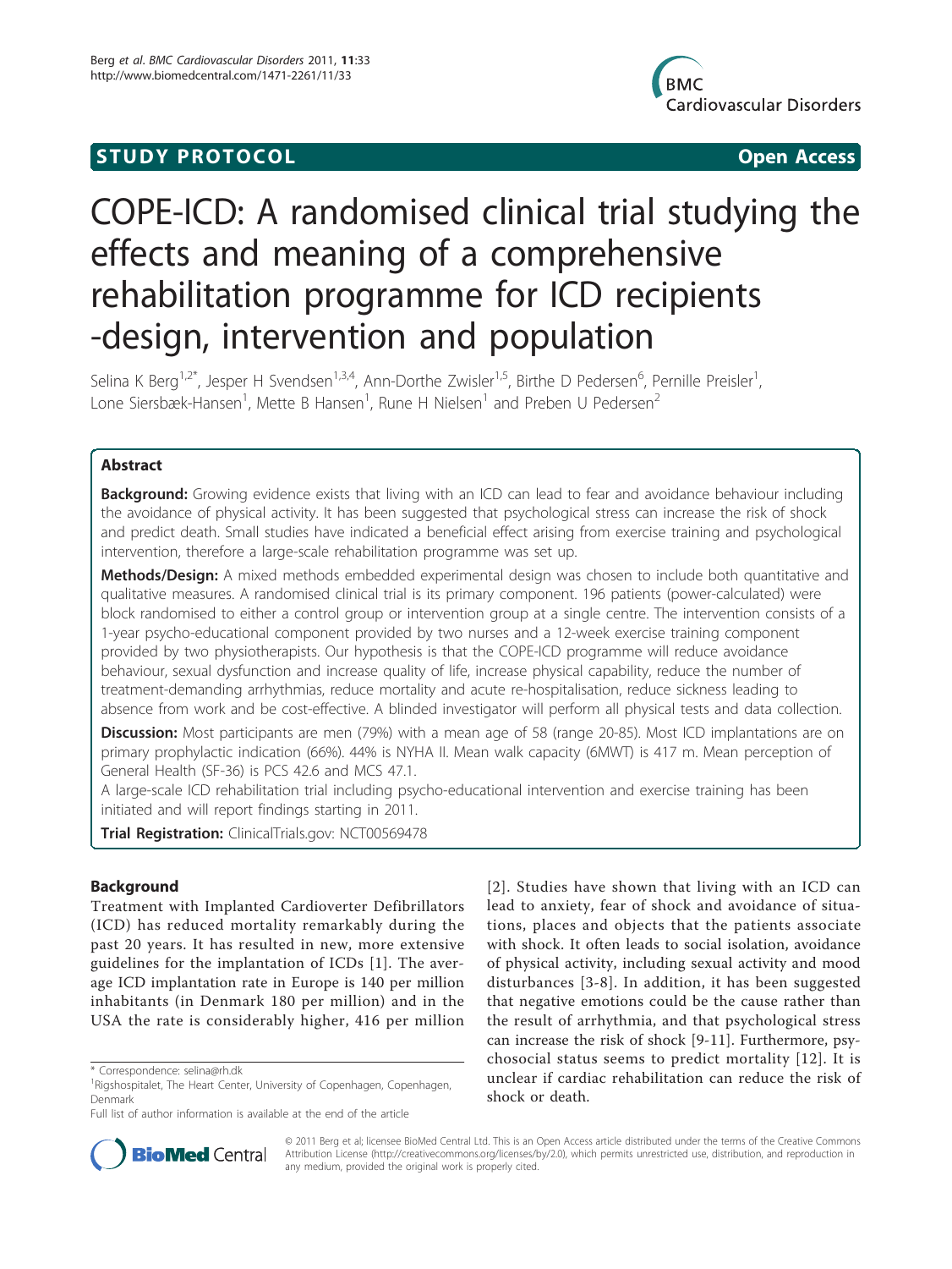**STUDY PROTOCOL** **Open Access**

# COPE-ICD: A randomised clinical trial studying the effects and meaning of a comprehensive rehabilitation programme for ICD recipients -design, intervention and population

Selina K Berg[1,2*], Jesper H Svendsen[1,3,4], Ann-Dorthe Zwisler[1,5], Birthe D Pedersen[6], Pernille Preisler[1], Lone Siersbæk-Hansen[1], Mette B Hansen[1], Rune H Nielsen[1] and Preben U Pedersen[2]

## Abstract

**Background:** Growing evidence exists that living with an ICD can lead to fear and avoidance behaviour including the avoidance of physical activity. It has been suggested that psychological stress can increase the risk of shock and predict death. Small studies have indicated a beneficial effect arising from exercise training and psychological intervention, therefore a large-scale rehabilitation programme was set up.

**Methods/Design:** A mixed methods embedded experimental design was chosen to include both quantitative and qualitative measures. A randomised clinical trial is its primary component. 196 patients (power-calculated) were block randomised to either a control group or intervention group at a single centre. The intervention consists of a 1-year psycho-educational component provided by two nurses and a 12-week exercise training component provided by two physiotherapists. Our hypothesis is that the COPE-ICD programme will reduce avoidance behaviour, sexual dysfunction and increase quality of life, increase physical capability, reduce the number of treatment-demanding arrhythmias, reduce mortality and acute re-hospitalisation, reduce sickness leading to absence from work and be cost-effective. A blinded investigator will perform all physical tests and data collection.

**Discussion:** Most participants are men (79%) with a mean age of 58 (range 20-85). Most ICD implantations are on primary prophylactic indication (66%). 44% is NYHA II. Mean walk capacity (6MWT) is 417 m. Mean perception of General Health (SF-36) is PCS 42.6 and MCS 47.1.

A large-scale ICD rehabilitation trial including psycho-educational intervention and exercise training has been initiated and will report findings starting in 2011.

**Trial Registration:** ClinicalTrials.gov: NCT00569478

## Background

Treatment with Implanted Cardioverter Defibrillators (ICD) has reduced mortality remarkably during the past 20 years. It has resulted in new, more extensive guidelines for the implantation of ICDs [1]. The average ICD implantation rate in Europe is 140 per million inhabitants (in Denmark 180 per million) and in the USA the rate is considerably higher, 416 per million [2]. Studies have shown that living with an ICD can lead to anxiety, fear of shock and avoidance of situations, places and objects that the patients associate with shock. It often leads to social isolation, avoidance of physical activity, including sexual activity and mood disturbances [3-8]. In addition, it has been suggested that negative emotions could be the cause rather than the result of arrhythmia, and that psychological stress can increase the risk of shock [9-11]. Furthermore, psychosocial status seems to predict mortality [12]. It is unclear if cardiac rehabilitation can reduce the risk of shock or death.

\* Correspondence: selina@rh.dk

[1]Rigshospitalet, The Heart Center, University of Copenhagen, Copenhagen, Denmark

Full list of author information is available at the end of the article

© 2011 Berg et al; licensee BioMed Central Ltd. This is an Open Access article distributed under the terms of the Creative Commons Attribution License (http://creativecommons.org/licenses/by/2.0), which permits unrestricted use, distribution, and reproduction in any medium, provided the original work is properly cited.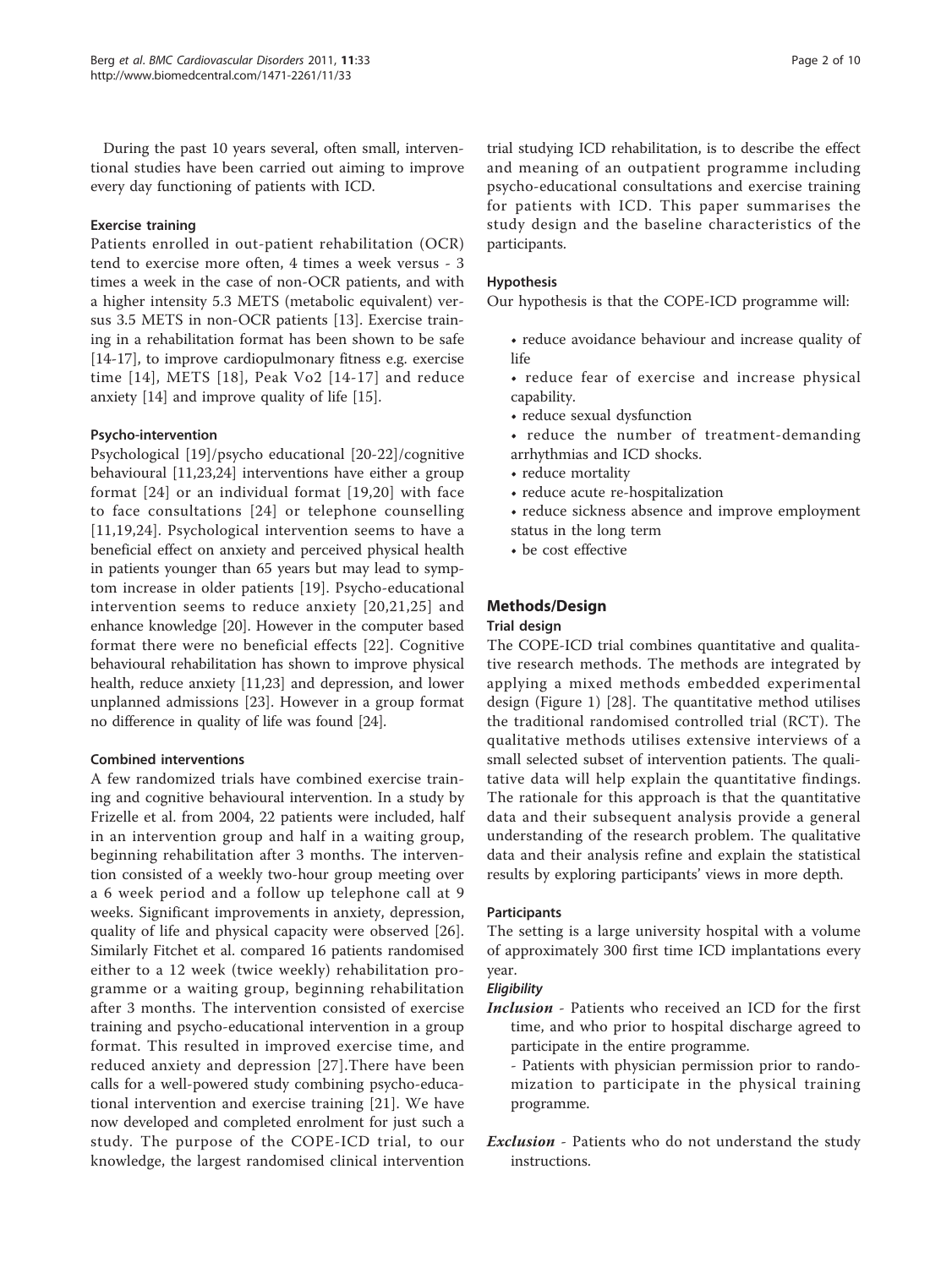During the past 10 years several, often small, interventional studies have been carried out aiming to improve every day functioning of patients with ICD.

### Exercise training

Patients enrolled in out-patient rehabilitation (OCR) tend to exercise more often, 4 times a week versus - 3 times a week in the case of non-OCR patients, and with a higher intensity 5.3 METS (metabolic equivalent) versus 3.5 METS in non-OCR patients [13]. Exercise training in a rehabilitation format has been shown to be safe [14-17], to improve cardiopulmonary fitness e.g. exercise time [14], METS [18], Peak Vo2 [14-17] and reduce anxiety [14] and improve quality of life [15].

### Psycho-intervention

Psychological [19]/psycho educational [20-22]/cognitive behavioural [11,23,24] interventions have either a group format [24] or an individual format [19,20] with face to face consultations [24] or telephone counselling [11,19,24]. Psychological intervention seems to have a beneficial effect on anxiety and perceived physical health in patients younger than 65 years but may lead to symptom increase in older patients [19]. Psycho-educational intervention seems to reduce anxiety [20,21,25] and enhance knowledge [20]. However in the computer based format there were no beneficial effects [22]. Cognitive behavioural rehabilitation has shown to improve physical health, reduce anxiety [11,23] and depression, and lower unplanned admissions [23]. However in a group format no difference in quality of life was found [24].

### Combined interventions

A few randomized trials have combined exercise training and cognitive behavioural intervention. In a study by Frizelle et al. from 2004, 22 patients were included, half in an intervention group and half in a waiting group, beginning rehabilitation after 3 months. The intervention consisted of a weekly two-hour group meeting over a 6 week period and a follow up telephone call at 9 weeks. Significant improvements in anxiety, depression, quality of life and physical capacity were observed [26]. Similarly Fitchet et al. compared 16 patients randomised either to a 12 week (twice weekly) rehabilitation programme or a waiting group, beginning rehabilitation after 3 months. The intervention consisted of exercise training and psycho-educational intervention in a group format. This resulted in improved exercise time, and reduced anxiety and depression [27].There have been calls for a well-powered study combining psycho-educational intervention and exercise training [21]. We have now developed and completed enrolment for just such a study. The purpose of the COPE-ICD trial, to our knowledge, the largest randomised clinical intervention trial studying ICD rehabilitation, is to describe the effect and meaning of an outpatient programme including psycho-educational consultations and exercise training for patients with ICD. This paper summarises the study design and the baseline characteristics of the participants.

### Hypothesis

Our hypothesis is that the COPE-ICD programme will:

- reduce avoidance behaviour and increase quality of life
- reduce fear of exercise and increase physical capability.
- reduce sexual dysfunction
- reduce the number of treatment-demanding arrhythmias and ICD shocks.
- reduce mortality
- reduce acute re-hospitalization
- reduce sickness absence and improve employment status in the long term
- be cost effective

## Methods/Design

### Trial design

The COPE-ICD trial combines quantitative and qualitative research methods. The methods are integrated by applying a mixed methods embedded experimental design (Figure 1) [28]. The quantitative method utilises the traditional randomised controlled trial (RCT). The qualitative methods utilises extensive interviews of a small selected subset of intervention patients. The qualitative data will help explain the quantitative findings. The rationale for this approach is that the quantitative data and their subsequent analysis provide a general understanding of the research problem. The qualitative data and their analysis refine and explain the statistical results by exploring participants' views in more depth.

### Participants

The setting is a large university hospital with a volume of approximately 300 first time ICD implantations every year.

#### Eligibility

***Inclusion*** - Patients who received an ICD for the first time, and who prior to hospital discharge agreed to participate in the entire programme.

- Patients with physician permission prior to randomization to participate in the physical training programme.

***Exclusion*** - Patients who do not understand the study instructions.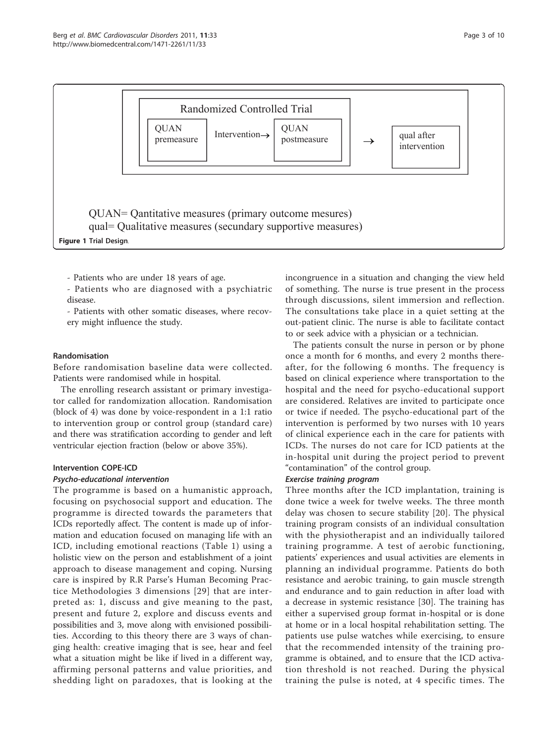Randomized Controlled Trial

QUAN premeasure

Intervention→

QUAN postmeasure

→

qual after intervention

QUAN= Qantitative measures (primary outcome mesures)

qual= Qualitative measures (secundary supportive measures)

**Figure 1 Trial Design.**

- Patients who are under 18 years of age.
- Patients who are diagnosed with a psychiatric disease.
- Patients with other somatic diseases, where recovery might influence the study.

#### Randomisation

Before randomisation baseline data were collected. Patients were randomised while in hospital.

The enrolling research assistant or primary investigator called for randomization allocation. Randomisation (block of 4) was done by voice-respondent in a 1:1 ratio to intervention group or control group (standard care) and there was stratification according to gender and left ventricular ejection fraction (below or above 35%).

#### Intervention COPE-ICD

##### *Psycho-educational intervention*

The programme is based on a humanistic approach, focusing on psychosocial support and education. The programme is directed towards the parameters that ICDs reportedly affect. The content is made up of information and education focused on managing life with an ICD, including emotional reactions (Table 1) using a holistic view on the person and establishment of a joint approach to disease management and coping. Nursing care is inspired by R.R Parse's Human Becoming Practice Methodologies 3 dimensions [29] that are interpreted as: 1, discuss and give meaning to the past, present and future 2, explore and discuss events and possibilities and 3, move along with envisioned possibilities. According to this theory there are 3 ways of changing health: creative imaging that is see, hear and feel what a situation might be like if lived in a different way, affirming personal patterns and value priorities, and shedding light on paradoxes, that is looking at the incongruence in a situation and changing the view held of something. The nurse is true present in the process through discussions, silent immersion and reflection. The consultations take place in a quiet setting at the out-patient clinic. The nurse is able to facilitate contact to or seek advice with a physician or a technician.

The patients consult the nurse in person or by phone once a month for 6 months, and every 2 months thereafter, for the following 6 months. The frequency is based on clinical experience where transportation to the hospital and the need for psycho-educational support are considered. Relatives are invited to participate once or twice if needed. The psycho-educational part of the intervention is performed by two nurses with 10 years of clinical experience each in the care for patients with ICDs. The nurses do not care for ICD patients at the in-hospital unit during the project period to prevent "contamination" of the control group.

##### *Exercise training program*

Three months after the ICD implantation, training is done twice a week for twelve weeks. The three month delay was chosen to secure stability [20]. The physical training program consists of an individual consultation with the physiotherapist and an individually tailored training programme. A test of aerobic functioning, patients' experiences and usual activities are elements in planning an individual programme. Patients do both resistance and aerobic training, to gain muscle strength and endurance and to gain reduction in after load with a decrease in systemic resistance [30]. The training has either a supervised group format in-hospital or is done at home or in a local hospital rehabilitation setting. The patients use pulse watches while exercising, to ensure that the recommended intensity of the training programme is obtained, and to ensure that the ICD activation threshold is not reached. During the physical training the pulse is noted, at 4 specific times. The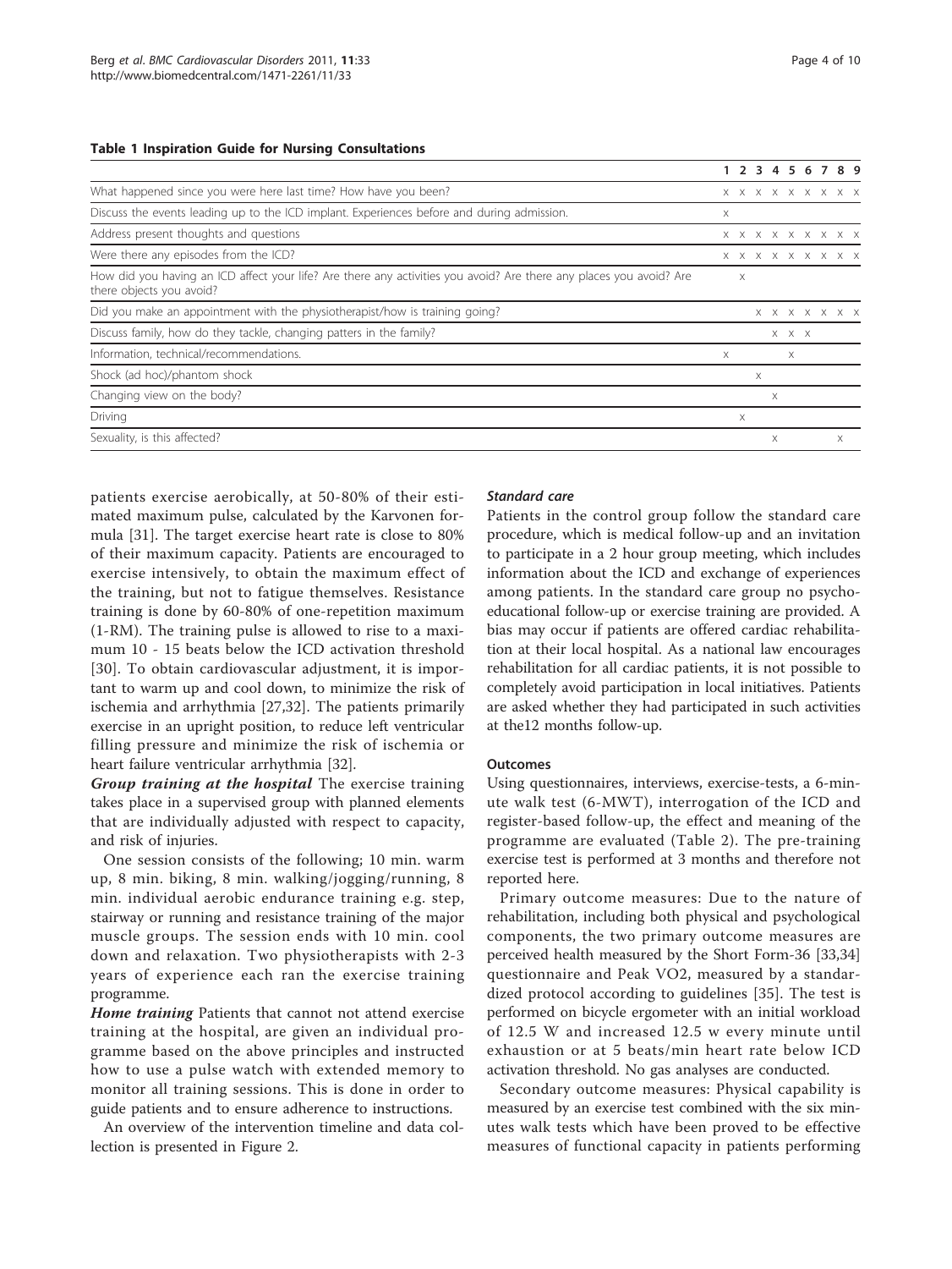**Table 1 Inspiration Guide for Nursing Consultations**

| | 1 | 2 | 3 | 4 | 5 | 6 | 7 | 8 | 9 |
|---|---|---|---|---|---|---|---|---|---|
| What happened since you were here last time? How have you been? | x | x | x | x | x | x | x | x | x |
| Discuss the events leading up to the ICD implant. Experiences before and during admission. | x | | | | | | | | |
| Address present thoughts and questions | x | x | x | x | x | x | x | x | x |
| Were there any episodes from the ICD? | x | x | x | x | x | x | x | x | x |
| How did you having an ICD affect your life? Are there any activities you avoid? Are there any places you avoid? Are there objects you avoid? | | x | | | | | | | |
| Did you make an appointment with the physiotherapist/how is training going? | | | x | x | x | x | x | x | x |
| Discuss family, how do they tackle, changing patters in the family? | | | | x | x | x | | | |
| Information, technical/recommendations. | x | | | | | x | | | |
| Shock (ad hoc)/phantom shock | | | x | | | | | | |
| Changing view on the body? | | | | x | | | | | |
| Driving | | x | | | | | | | |
| Sexuality, is this affected? | | | | x | | | | | x |

patients exercise aerobically, at 50-80% of their estimated maximum pulse, calculated by the Karvonen formula [31]. The target exercise heart rate is close to 80% of their maximum capacity. Patients are encouraged to exercise intensively, to obtain the maximum effect of the training, but not to fatigue themselves. Resistance training is done by 60-80% of one-repetition maximum (1-RM). The training pulse is allowed to rise to a maximum 10 - 15 beats below the ICD activation threshold [30]. To obtain cardiovascular adjustment, it is important to warm up and cool down, to minimize the risk of ischemia and arrhythmia [27,32]. The patients primarily exercise in an upright position, to reduce left ventricular filling pressure and minimize the risk of ischemia or heart failure ventricular arrhythmia [32].

***Group training at the hospital*** The exercise training takes place in a supervised group with planned elements that are individually adjusted with respect to capacity, and risk of injuries.

One session consists of the following; 10 min. warm up, 8 min. biking, 8 min. walking/jogging/running, 8 min. individual aerobic endurance training e.g. step, stairway or running and resistance training of the major muscle groups. The session ends with 10 min. cool down and relaxation. Two physiotherapists with 2-3 years of experience each ran the exercise training programme.

***Home training*** Patients that cannot not attend exercise training at the hospital, are given an individual programme based on the above principles and instructed how to use a pulse watch with extended memory to monitor all training sessions. This is done in order to guide patients and to ensure adherence to instructions.

An overview of the intervention timeline and data collection is presented in Figure 2.

#### *Standard care*

Patients in the control group follow the standard care procedure, which is medical follow-up and an invitation to participate in a 2 hour group meeting, which includes information about the ICD and exchange of experiences among patients. In the standard care group no psychoeducational follow-up or exercise training are provided. A bias may occur if patients are offered cardiac rehabilitation at their local hospital. As a national law encourages rehabilitation for all cardiac patients, it is not possible to completely avoid participation in local initiatives. Patients are asked whether they had participated in such activities at the12 months follow-up.

### Outcomes

Using questionnaires, interviews, exercise-tests, a 6-minute walk test (6-MWT), interrogation of the ICD and register-based follow-up, the effect and meaning of the programme are evaluated (Table 2). The pre-training exercise test is performed at 3 months and therefore not reported here.

Primary outcome measures: Due to the nature of rehabilitation, including both physical and psychological components, the two primary outcome measures are perceived health measured by the Short Form-36 [33,34] questionnaire and Peak VO2, measured by a standardized protocol according to guidelines [35]. The test is performed on bicycle ergometer with an initial workload of 12.5 W and increased 12.5 w every minute until exhaustion or at 5 beats/min heart rate below ICD activation threshold. No gas analyses are conducted.

Secondary outcome measures: Physical capability is measured by an exercise test combined with the six minutes walk tests which have been proved to be effective measures of functional capacity in patients performing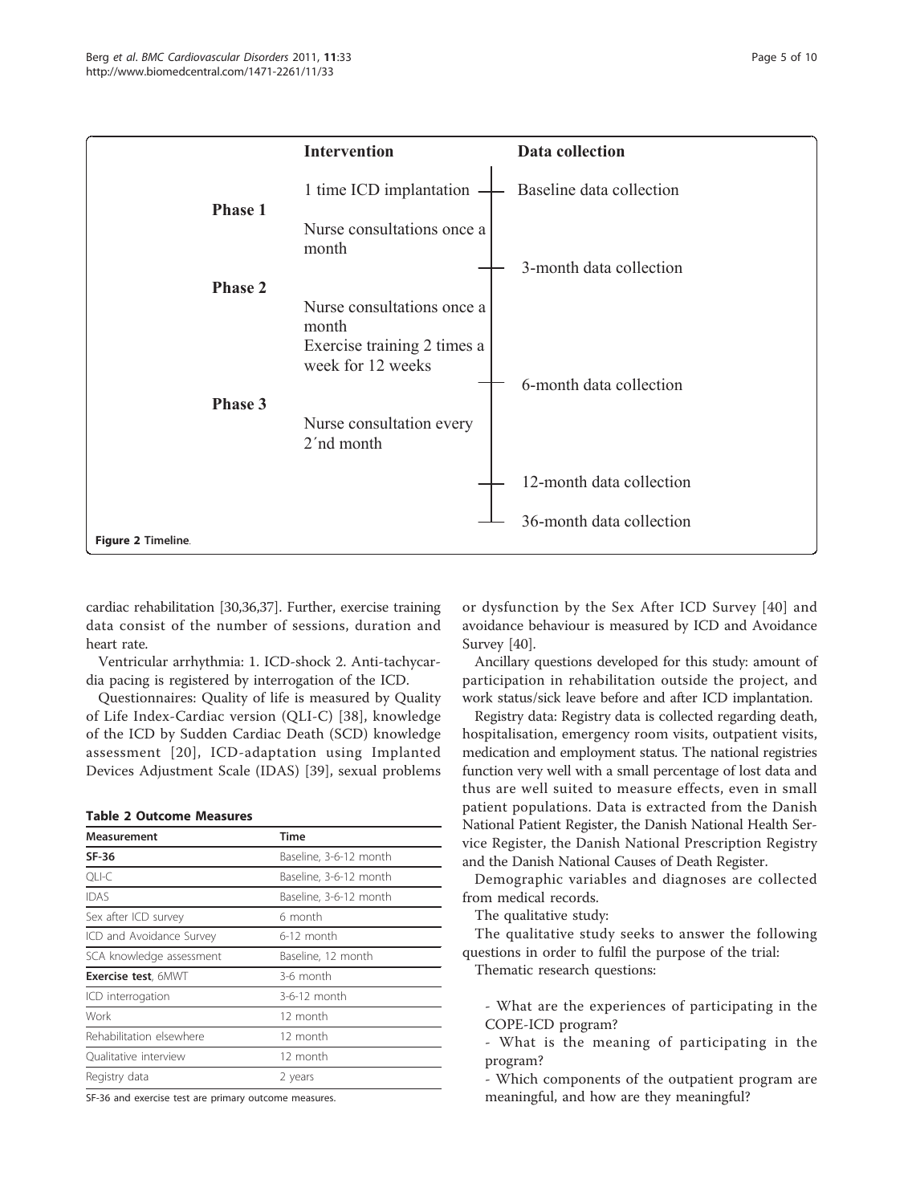| | Intervention | Data collection |
|---|---|---|
| Phase 1 | 1 time ICD implantation | Baseline data collection |
| | Nurse consultations once a month | |
| | | 3-month data collection |
| Phase 2 | Nurse consultations once a month | |
| | Exercise training 2 times a week for 12 weeks | |
| | | 6-month data collection |
| Phase 3 | Nurse consultation every 2´nd month | |
| | | 12-month data collection |
| | | 36-month data collection |

**Figure 2** Timeline.

cardiac rehabilitation [30,36,37]. Further, exercise training data consist of the number of sessions, duration and heart rate.

Ventricular arrhythmia: 1. ICD-shock 2. Anti-tachycardia pacing is registered by interrogation of the ICD.

Questionnaires: Quality of life is measured by Quality of Life Index-Cardiac version (QLI-C) [38], knowledge of the ICD by Sudden Cardiac Death (SCD) knowledge assessment [20], ICD-adaptation using Implanted Devices Adjustment Scale (IDAS) [39], sexual problems or dysfunction by the Sex After ICD Survey [40] and avoidance behaviour is measured by ICD and Avoidance Survey [40].

Ancillary questions developed for this study: amount of participation in rehabilitation outside the project, and work status/sick leave before and after ICD implantation.

Registry data: Registry data is collected regarding death, hospitalisation, emergency room visits, outpatient visits, medication and employment status. The national registries function very well with a small percentage of lost data and thus are well suited to measure effects, even in small patient populations. Data is extracted from the Danish National Patient Register, the Danish National Health Service Register, the Danish National Prescription Registry and the Danish National Causes of Death Register.

Demographic variables and diagnoses are collected from medical records.

**Table 2 Outcome Measures**

| Measurement | Time |
|---|---|
| **SF-36** | Baseline, 3-6-12 month |
| QLI-C | Baseline, 3-6-12 month |
| IDAS | Baseline, 3-6-12 month |
| Sex after ICD survey | 6 month |
| ICD and Avoidance Survey | 6-12 month |
| SCA knowledge assessment | Baseline, 12 month |
| **Exercise test**, 6MWT | 3-6 month |
| ICD interrogation | 3-6-12 month |
| Work | 12 month |
| Rehabilitation elsewhere | 12 month |
| Qualitative interview | 12 month |
| Registry data | 2 years |

SF-36 and exercise test are primary outcome measures.

The qualitative study:

The qualitative study seeks to answer the following questions in order to fulfil the purpose of the trial:

Thematic research questions:

- What are the experiences of participating in the COPE-ICD program?
- What is the meaning of participating in the program?
- Which components of the outpatient program are meaningful, and how are they meaningful?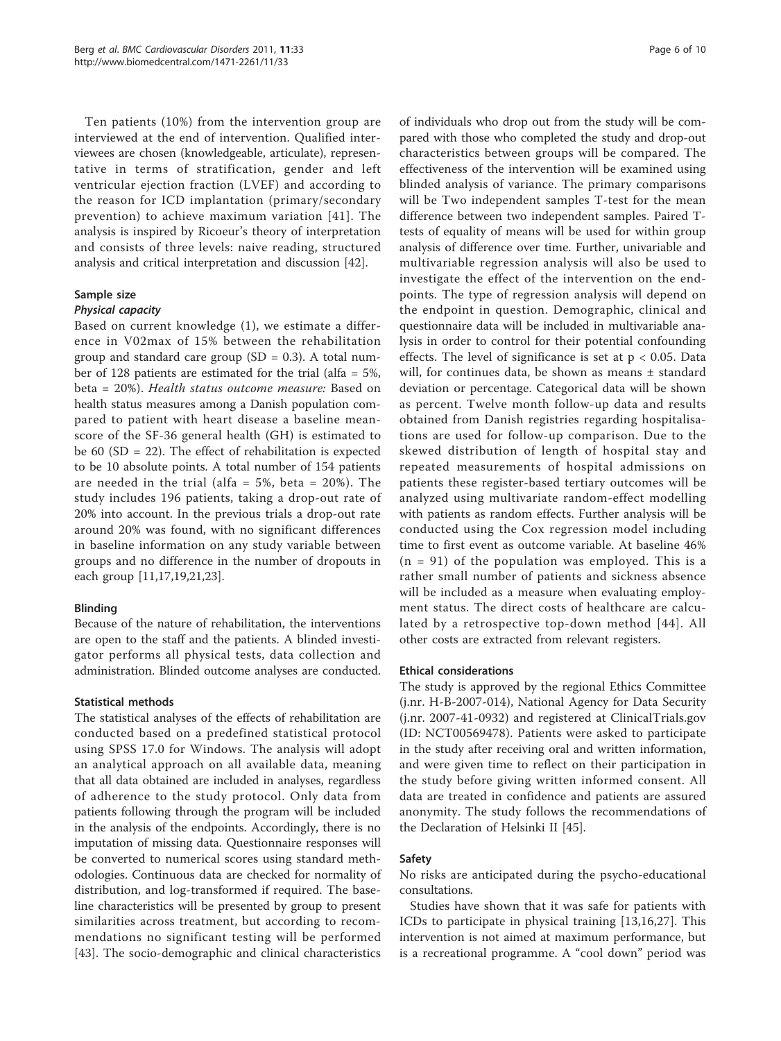Ten patients (10%) from the intervention group are interviewed at the end of intervention. Qualified interviewees are chosen (knowledgeable, articulate), representative in terms of stratification, gender and left ventricular ejection fraction (LVEF) and according to the reason for ICD implantation (primary/secondary prevention) to achieve maximum variation [41]. The analysis is inspired by Ricoeur's theory of interpretation and consists of three levels: naive reading, structured analysis and critical interpretation and discussion [42].

### Sample size

#### *Physical capacity*

Based on current knowledge (1), we estimate a difference in V02max of 15% between the rehabilitation group and standard care group (SD = 0.3). A total number of 128 patients are estimated for the trial (alfa = 5%, beta = 20%). *Health status outcome measure:* Based on health status measures among a Danish population compared to patient with heart disease a baseline meanscore of the SF-36 general health (GH) is estimated to be 60 (SD = 22). The effect of rehabilitation is expected to be 10 absolute points. A total number of 154 patients are needed in the trial (alfa = 5%, beta = 20%). The study includes 196 patients, taking a drop-out rate of 20% into account. In the previous trials a drop-out rate around 20% was found, with no significant differences in baseline information on any study variable between groups and no difference in the number of dropouts in each group [11,17,19,21,23].

### Blinding

Because of the nature of rehabilitation, the interventions are open to the staff and the patients. A blinded investigator performs all physical tests, data collection and administration. Blinded outcome analyses are conducted.

### Statistical methods

The statistical analyses of the effects of rehabilitation are conducted based on a predefined statistical protocol using SPSS 17.0 for Windows. The analysis will adopt an analytical approach on all available data, meaning that all data obtained are included in analyses, regardless of adherence to the study protocol. Only data from patients following through the program will be included in the analysis of the endpoints. Accordingly, there is no imputation of missing data. Questionnaire responses will be converted to numerical scores using standard methodologies. Continuous data are checked for normality of distribution, and log-transformed if required. The baseline characteristics will be presented by group to present similarities across treatment, but according to recommendations no significant testing will be performed [43]. The socio-demographic and clinical characteristics of individuals who drop out from the study will be compared with those who completed the study and drop-out characteristics between groups will be compared. The effectiveness of the intervention will be examined using blinded analysis of variance. The primary comparisons will be Two independent samples T-test for the mean difference between two independent samples. Paired T-tests of equality of means will be used for within group analysis of difference over time. Further, univariable and multivariable regression analysis will also be used to investigate the effect of the intervention on the endpoints. The type of regression analysis will depend on the endpoint in question. Demographic, clinical and questionnaire data will be included in multivariable analysis in order to control for their potential confounding effects. The level of significance is set at $p < 0.05$. Data will, for continues data, be shown as means ± standard deviation or percentage. Categorical data will be shown as percent. Twelve month follow-up data and results obtained from Danish registries regarding hospitalisations are used for follow-up comparison. Due to the skewed distribution of length of hospital stay and repeated measurements of hospital admissions on patients these register-based tertiary outcomes will be analyzed using multivariate random-effect modelling with patients as random effects. Further analysis will be conducted using the Cox regression model including time to first event as outcome variable. At baseline 46% (n = 91) of the population was employed. This is a rather small number of patients and sickness absence will be included as a measure when evaluating employment status. The direct costs of healthcare are calculated by a retrospective top-down method [44]. All other costs are extracted from relevant registers.

### Ethical considerations

The study is approved by the regional Ethics Committee (j.nr. H-B-2007-014), National Agency for Data Security (j.nr. 2007-41-0932) and registered at ClinicalTrials.gov (ID: NCT00569478). Patients were asked to participate in the study after receiving oral and written information, and were given time to reflect on their participation in the study before giving written informed consent. All data are treated in confidence and patients are assured anonymity. The study follows the recommendations of the Declaration of Helsinki II [45].

### Safety

No risks are anticipated during the psycho-educational consultations.

Studies have shown that it was safe for patients with ICDs to participate in physical training [13,16,27]. This intervention is not aimed at maximum performance, but is a recreational programme. A "cool down" period was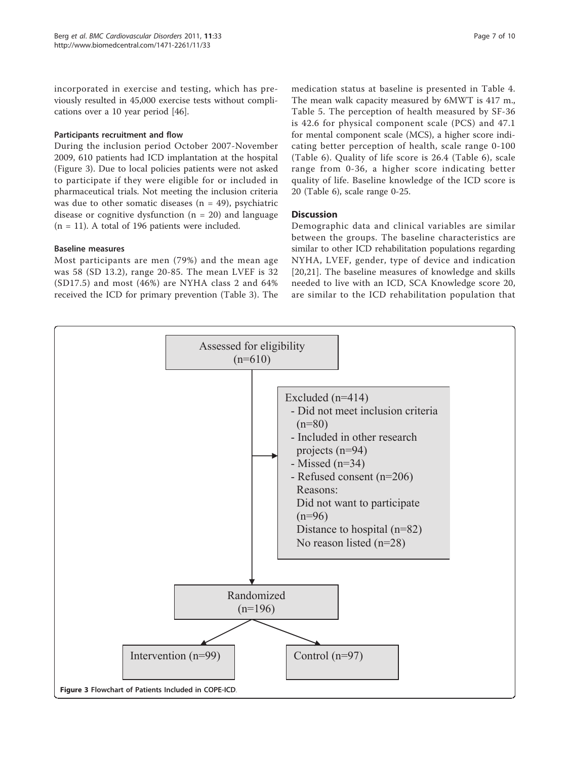incorporated in exercise and testing, which has previously resulted in 45,000 exercise tests without complications over a 10 year period [46].

### Participants recruitment and flow

During the inclusion period October 2007-November 2009, 610 patients had ICD implantation at the hospital (Figure 3). Due to local policies patients were not asked to participate if they were eligible for or included in pharmaceutical trials. Not meeting the inclusion criteria was due to other somatic diseases (n = 49), psychiatric disease or cognitive dysfunction (n = 20) and language (n = 11). A total of 196 patients were included.

### Baseline measures

Most participants are men (79%) and the mean age was 58 (SD 13.2), range 20-85. The mean LVEF is 32 (SD17.5) and most (46%) are NYHA class 2 and 64% received the ICD for primary prevention (Table 3). The medication status at baseline is presented in Table 4. The mean walk capacity measured by 6MWT is 417 m., Table 5. The perception of health measured by SF-36 is 42.6 for physical component scale (PCS) and 47.1 for mental component scale (MCS), a higher score indicating better perception of health, scale range 0-100 (Table 6). Quality of life score is 26.4 (Table 6), scale range from 0-36, a higher score indicating better quality of life. Baseline knowledge of the ICD score is 20 (Table 6), scale range 0-25.

## Discussion

Demographic data and clinical variables are similar between the groups. The baseline characteristics are similar to other ICD rehabilitation populations regarding NYHA, LVEF, gender, type of device and indication [20,21]. The baseline measures of knowledge and skills needed to live with an ICD, SCA Knowledge score 20, are similar to the ICD rehabilitation population that

Assessed for eligibility
(n=610)

Excluded (n=414)
- Did not meet inclusion criteria (n=80)
- Included in other research projects (n=94)
- Missed (n=34)
- Refused consent (n=206)
Reasons:
Did not want to participate (n=96)
Distance to hospital (n=82)
No reason listed (n=28)

Randomized
(n=196)

Intervention (n=99)

Control (n=97)

**Figure 3** Flowchart of Patients Included in COPE-ICD.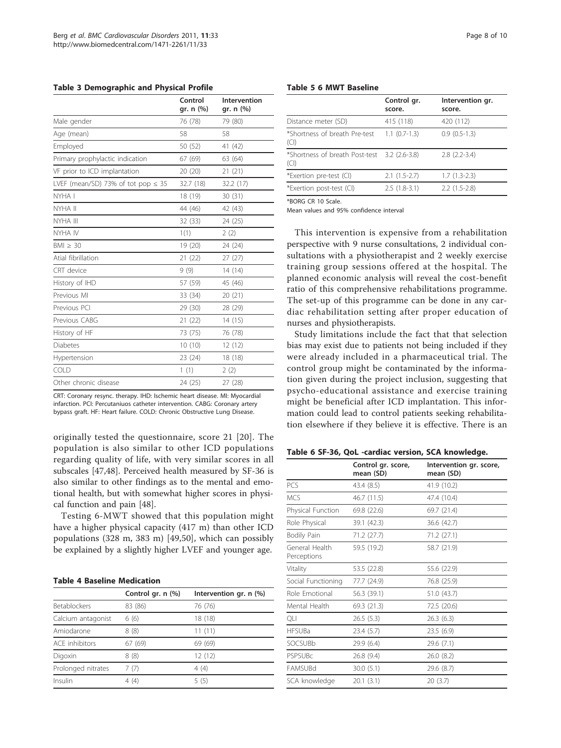**Table 3 Demographic and Physical Profile**

| | Control gr. n (%) | Intervention gr. n (%) |
|---|---|---|
| Male gender | 76 (78) | 79 (80) |
| Age (mean) | 58 | 58 |
| Employed | 50 (52) | 41 (42) |
| Primary prophylactic indication | 67 (69) | 63 (64) |
| VF prior to ICD implantation | 20 (20) | 21 (21) |
| LVEF (mean/SD) 73% of tot pop ≤ 35 | 32.7 (18) | 32.2 (17) |
| NYHA I | 18 (19) | 30 (31) |
| NYHA II | 44 (46) | 42 (43) |
| NYHA III | 32 (33) | 24 (25) |
| NYHA IV | 1(1) | 2 (2) |
| BMI ≥ 30 | 19 (20) | 24 (24) |
| Atial fibrillation | 21 (22) | 27 (27) |
| CRT device | 9 (9) | 14 (14) |
| History of IHD | 57 (59) | 45 (46) |
| Previous MI | 33 (34) | 20 (21) |
| Previous PCI | 29 (30) | 28 (29) |
| Previous CABG | 21 (22) | 14 (15) |
| History of HF | 73 (75) | 76 (78) |
| Diabetes | 10 (10) | 12 (12) |
| Hypertension | 23 (24) | 18 (18) |
| COLD | 1 (1) | 2 (2) |
| Other chronic disease | 24 (25) | 27 (28) |

CRT: Coronary resync. therapy. IHD: Ischemic heart disease. MI: Myocardial infarction. PCI: Percutaniuos catheter intervention. CABG: Coronary artery bypass graft. HF: Heart failure. COLD: Chronic Obstructive Lung Disease.

originally tested the questionnaire, score 21 [20]. The population is also similar to other ICD populations regarding quality of life, with very similar scores in all subscales [47,48]. Perceived health measured by SF-36 is also similar to other findings as to the mental and emotional health, but with somewhat higher scores in physical function and pain [48].

Testing 6-MWT showed that this population might have a higher physical capacity (417 m) than other ICD populations (328 m, 383 m) [49,50], which can possibly be explained by a slightly higher LVEF and younger age.

**Table 4 Baseline Medication**

| | Control gr. n (%) | Intervention gr. n (%) |
|---|---|---|
| Betablockers | 83 (86) | 76 (76) |
| Calcium antagonist | 6 (6) | 18 (18) |
| Amiodarone | 8 (8) | 11 (11) |
| ACE inhibitors | 67 (69) | 69 (69) |
| Digoxin | 8 (8) | 12 (12) |
| Prolonged nitrates | 7 (7) | 4 (4) |
| Insulin | 4 (4) | 5 (5) |

**Table 5 6 MWT Baseline**

| | Control gr. score. | Intervention gr. score. |
|---|---|---|
| Distance meter (SD) | 415 (118) | 420 (112) |
| *Shortness of breath Pre-test (CI) | 1.1 (0.7-1.3) | 0.9 (0.5-1.3) |
| *Shortness of breath Post-test (CI) | 3.2 (2.6-3.8) | 2.8 (2.2-3.4) |
| *Exertion pre-test (CI) | 2.1 (1.5-2.7) | 1.7 (1.3-2.3) |
| *Exertion post-test (CI) | 2.5 (1.8-3.1) | 2.2 (1.5-2.8) |

*BORG CR 10 Scale.

Mean values and 95% confidence interval

This intervention is expensive from a rehabilitation perspective with 9 nurse consultations, 2 individual consultations with a physiotherapist and 2 weekly exercise training group sessions offered at the hospital. The planned economic analysis will reveal the cost-benefit ratio of this comprehensive rehabilitations programme. The set-up of this programme can be done in any cardiac rehabilitation setting after proper education of nurses and physiotherapists.

Study limitations include the fact that that selection bias may exist due to patients not being included if they were already included in a pharmaceutical trial. The control group might be contaminated by the information given during the project inclusion, suggesting that psycho-educational assistance and exercise training might be beneficial after ICD implantation. This information could lead to control patients seeking rehabilitation elsewhere if they believe it is effective. There is an

**Table 6 SF-36, QoL -cardiac version, SCA knowledge.**

| | Control gr. score, mean (SD) | Intervention gr. score, mean (SD) |
|---|---|---|
| PCS | 43.4 (8.5) | 41.9 (10.2) |
| MCS | 46.7 (11.5) | 47.4 (10.4) |
| Physical Function | 69.8 (22.6) | 69.7 (21.4) |
| Role Physical | 39.1 (42.3) | 36.6 (42.7) |
| Bodily Pain | 71.2 (27.7) | 71.2 (27.1) |
| General Health Perceptions | 59.5 (19.2) | 58.7 (21.9) |
| Vitality | 53.5 (22.8) | 55.6 (22.9) |
| Social Functioning | 77.7 (24.9) | 76.8 (25.9) |
| Role Emotional | 56.3 (39.1) | 51.0 (43.7) |
| Mental Health | 69.3 (21.3) | 72.5 (20.6) |
| QLI | 26.5 (5.3) | 26.3 (6.3) |
| HFSUBa | 23.4 (5.7) | 23.5 (6.9) |
| SOCSUBb | 29.9 (6.4) | 29.6 (7.1) |
| PSPSUBc | 26.8 (9.4) | 26.0 (8.2) |
| FAMSUBd | 30.0 (5.1) | 29.6 (8.7) |
| SCA knowledge | 20.1 (3.1) | 20 (3.7) |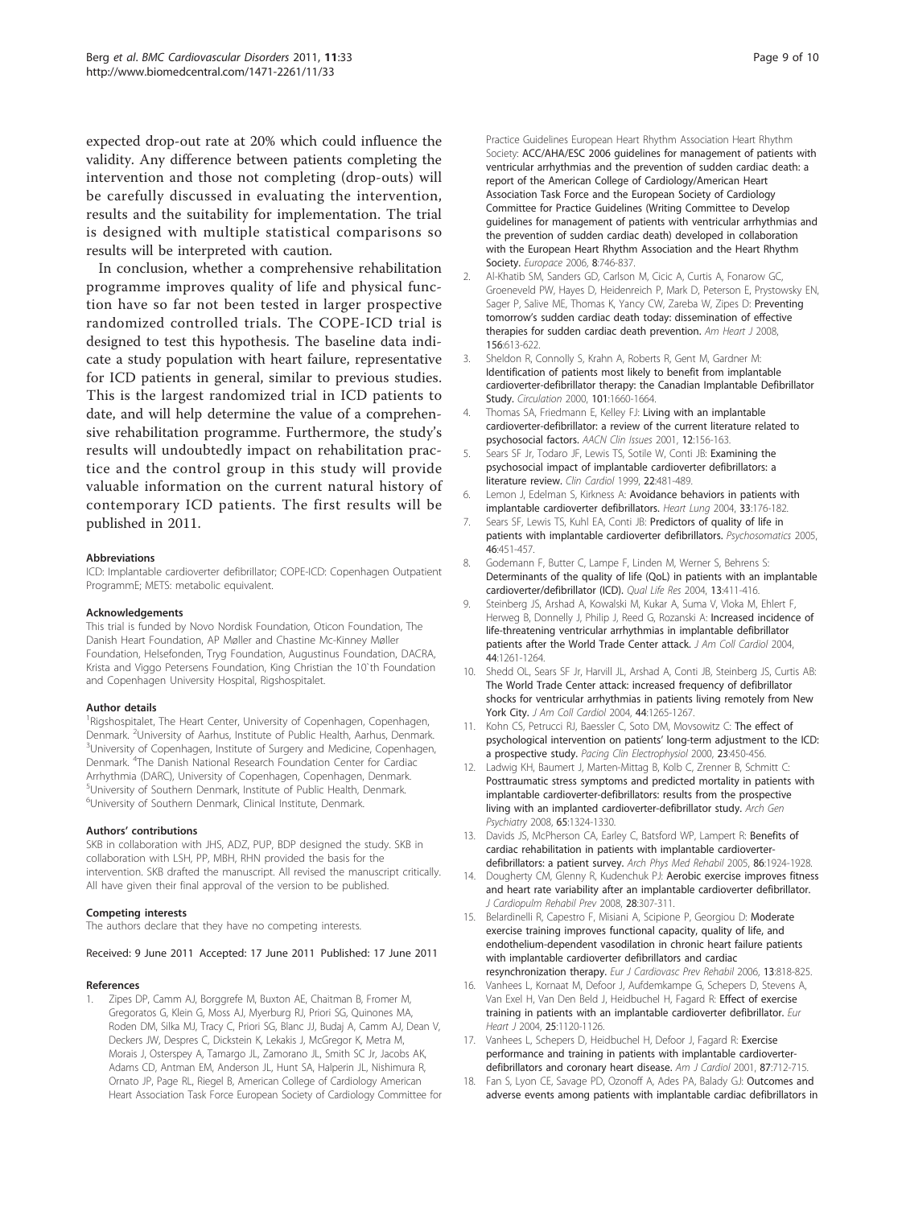expected drop-out rate at 20% which could influence the validity. Any difference between patients completing the intervention and those not completing (drop-outs) will be carefully discussed in evaluating the intervention, results and the suitability for implementation. The trial is designed with multiple statistical comparisons so results will be interpreted with caution.

In conclusion, whether a comprehensive rehabilitation programme improves quality of life and physical function have so far not been tested in larger prospective randomized controlled trials. The COPE-ICD trial is designed to test this hypothesis. The baseline data indicate a study population with heart failure, representative for ICD patients in general, similar to previous studies. This is the largest randomized trial in ICD patients to date, and will help determine the value of a comprehensive rehabilitation programme. Furthermore, the study's results will undoubtedly impact on rehabilitation practice and the control group in this study will provide valuable information on the current natural history of contemporary ICD patients. The first results will be published in 2011.

#### Abbreviations

ICD: Implantable cardioverter defibrillator; COPE-ICD: Copenhagen Outpatient ProgrammE; METS: metabolic equivalent.

#### Acknowledgements

This trial is funded by Novo Nordisk Foundation, Oticon Foundation, The Danish Heart Foundation, AP Møller and Chastine Mc-Kinney Møller Foundation, Helsefonden, Tryg Foundation, Augustinus Foundation, DACRA, Krista and Viggo Petersens Foundation, King Christian the 10`th Foundation and Copenhagen University Hospital, Rigshospitalet.

#### Author details

[1]Rigshospitalet, The Heart Center, University of Copenhagen, Copenhagen, Denmark. [2]University of Aarhus, Institute of Public Health, Aarhus, Denmark. [3]University of Copenhagen, Institute of Surgery and Medicine, Copenhagen, Denmark. [4]The Danish National Research Foundation Center for Cardiac Arrhythmia (DARC), University of Copenhagen, Copenhagen, Denmark. [5]University of Southern Denmark, Institute of Public Health, Denmark. [6]University of Southern Denmark, Clinical Institute, Denmark.

#### Authors' contributions

SKB in collaboration with JHS, ADZ, PUP, BDP designed the study. SKB in collaboration with LSH, PP, MBH, RHN provided the basis for the intervention. SKB drafted the manuscript. All revised the manuscript critically. All have given their final approval of the version to be published.

#### Competing interests

The authors declare that they have no competing interests.

Received: 9 June 2011 Accepted: 17 June 2011 Published: 17 June 2011

#### References

1. Zipes DP, Camm AJ, Borggrefe M, Buxton AE, Chaitman B, Fromer M, Gregoratos G, Klein G, Moss AJ, Myerburg RJ, Priori SG, Quinones MA, Roden DM, Silka MJ, Tracy C, Priori SG, Blanc JJ, Budaj A, Camm AJ, Dean V, Deckers JW, Despres C, Dickstein K, Lekakis J, McGregor K, Metra M, Morais J, Osterspey A, Tamargo JL, Zamorano JL, Smith SC Jr, Jacobs AK, Adams CD, Antman EM, Anderson JL, Hunt SA, Halperin JL, Nishimura R, Ornato JP, Page RL, Riegel B, American College of Cardiology American Heart Association Task Force European Society of Cardiology Committee for Practice Guidelines European Heart Rhythm Association Heart Rhythm Society: **ACC/AHA/ESC 2006 guidelines for management of patients with ventricular arrhythmias and the prevention of sudden cardiac death: a report of the American College of Cardiology/American Heart Association Task Force and the European Society of Cardiology Committee for Practice Guidelines (Writing Committee to Develop guidelines for management of patients with ventricular arrhythmias and the prevention of sudden cardiac death) developed in collaboration with the European Heart Rhythm Association and the Heart Rhythm Society.** *Europace* 2006, **8**:746-837.
2. Al-Khatib SM, Sanders GD, Carlson M, Cicic A, Curtis A, Fonarow GC, Groeneveld PW, Hayes D, Heidenreich P, Mark D, Peterson E, Prystowsky EN, Sager P, Salive ME, Thomas K, Yancy CW, Zareba W, Zipes D: **Preventing tomorrow's sudden cardiac death today: dissemination of effective therapies for sudden cardiac death prevention.** *Am Heart J* 2008, **156**:613-622.
3. Sheldon R, Connolly S, Krahn A, Roberts R, Gent M, Gardner M: **Identification of patients most likely to benefit from implantable cardioverter-defibrillator therapy: the Canadian Implantable Defibrillator Study.** *Circulation* 2000, **101**:1660-1664.
4. Thomas SA, Friedmann E, Kelley FJ: **Living with an implantable cardioverter-defibrillator: a review of the current literature related to psychosocial factors.** *AACN Clin Issues* 2001, **12**:156-163.
5. Sears SF Jr, Todaro JF, Lewis TS, Sotile W, Conti JB: **Examining the psychosocial impact of implantable cardioverter defibrillators: a literature review.** *Clin Cardiol* 1999, **22**:481-489.
6. Lemon J, Edelman S, Kirkness A: **Avoidance behaviors in patients with implantable cardioverter defibrillators.** *Heart Lung* 2004, **33**:176-182.
7. Sears SF, Lewis TS, Kuhl EA, Conti JB: **Predictors of quality of life in patients with implantable cardioverter defibrillators.** *Psychosomatics* 2005, **46**:451-457.
8. Godemann F, Butter C, Lampe F, Linden M, Werner S, Behrens S: **Determinants of the quality of life (QoL) in patients with an implantable cardioverter/defibrillator (ICD).** *Qual Life Res* 2004, **13**:411-416.
9. Steinberg JS, Arshad A, Kowalski M, Kukar A, Suma V, Vloka M, Ehlert F, Herweg B, Donnelly J, Philip J, Reed G, Rozanski A: **Increased incidence of life-threatening ventricular arrhythmias in implantable defibrillator patients after the World Trade Center attack.** *J Am Coll Cardiol* 2004, **44**:1261-1264.
10. Shedd OL, Sears SF Jr, Harvill JL, Arshad A, Conti JB, Steinberg JS, Curtis AB: **The World Trade Center attack: increased frequency of defibrillator shocks for ventricular arrhythmias in patients living remotely from New York City.** *J Am Coll Cardiol* 2004, **44**:1265-1267.
11. Kohn CS, Petrucci RJ, Baessler C, Soto DM, Movsowitz C: **The effect of psychological intervention on patients' long-term adjustment to the ICD: a prospective study.** *Pacing Clin Electrophysiol* 2000, **23**:450-456.
12. Ladwig KH, Baumert J, Marten-Mittag B, Kolb C, Zrenner B, Schmitt C: **Posttraumatic stress symptoms and predicted mortality in patients with implantable cardioverter-defibrillators: results from the prospective living with an implanted cardioverter-defibrillator study.** *Arch Gen Psychiatry* 2008, **65**:1324-1330.
13. Davids JS, McPherson CA, Earley C, Batsford WP, Lampert R: **Benefits of cardiac rehabilitation in patients with implantable cardioverter-defibrillators: a patient survey.** *Arch Phys Med Rehabil* 2005, **86**:1924-1928.
14. Dougherty CM, Glenny R, Kudenchuk PJ: **Aerobic exercise improves fitness and heart rate variability after an implantable cardioverter defibrillator.** *J Cardiopulm Rehabil Prev* 2008, **28**:307-311.
15. Belardinelli R, Capestro F, Misiani A, Scipione P, Georgiou D: **Moderate exercise training improves functional capacity, quality of life, and endothelium-dependent vasodilation in chronic heart failure patients with implantable cardioverter defibrillators and cardiac resynchronization therapy.** *Eur J Cardiovasc Prev Rehabil* 2006, **13**:818-825.
16. Vanhees L, Kornaat M, Defoor J, Aufdemkampe G, Schepers D, Stevens A, Van Exel H, Van Den Beld J, Heidbuchel H, Fagard R: **Effect of exercise training in patients with an implantable cardioverter defibrillator.** *Eur Heart J* 2004, **25**:1120-1126.
17. Vanhees L, Schepers D, Heidbuchel H, Defoor J, Fagard R: **Exercise performance and training in patients with implantable cardioverter-defibrillators and coronary heart disease.** *Am J Cardiol* 2001, **87**:712-715.
18. Fan S, Lyon CE, Savage PD, Ozonoff A, Ades PA, Balady GJ: **Outcomes and adverse events among patients with implantable cardiac defibrillators in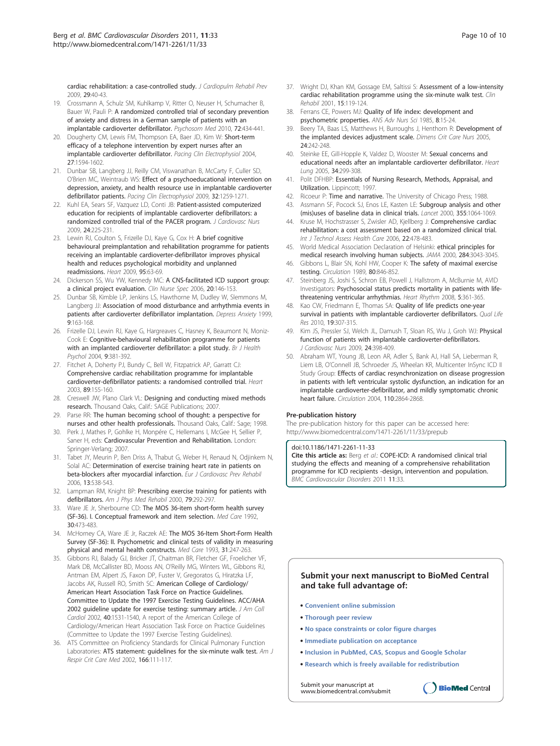cardiac rehabilitation: a case-controlled study. *J Cardiopulm Rehabil Prev* 2009, **29**:40-43.

19. Crossmann A, Schulz SM, Kuhlkamp V, Ritter O, Neuser H, Schumacher B, Bauer W, Pauli P: **A randomized controlled trial of secondary prevention of anxiety and distress in a German sample of patients with an implantable cardioverter defibrillator.** *Psychosom Med* 2010, **72**:434-441.
20. Dougherty CM, Lewis FM, Thompson EA, Baer JD, Kim W: **Short-term efficacy of a telephone intervention by expert nurses after an implantable cardioverter defibrillator.** *Pacing Clin Electrophysiol* 2004, **27**:1594-1602.
21. Dunbar SB, Langberg JJ, Reilly CM, Viswanathan B, McCarty F, Culler SD, O'Brien MC, Weintraub WS: **Effect of a psychoeducational intervention on depression, anxiety, and health resource use in implantable cardioverter defibrillator patients.** *Pacing Clin Electrophysiol* 2009, **32**:1259-1271.
22. Kuhl EA, Sears SF, Vazquez LD, Conti JB: **Patient-assisted computerized education for recipients of implantable cardioverter defibrillators: a randomized controlled trial of the PACER program.** *J Cardiovasc Nurs* 2009, **24**:225-231.
23. Lewin RJ, Coulton S, Frizelle DJ, Kaye G, Cox H: **A brief cognitive behavioural preimplantation and rehabilitation programme for patients receiving an implantable cardioverter-defibrillator improves physical health and reduces psychological morbidity and unplanned readmissions.** *Heart* 2009, **95**:63-69.
24. Dickerson SS, Wu YW, Kennedy MC: **A CNS-facilitated ICD support group: a clinical project evaluation.** *Clin Nurse Spec* 2006, **20**:146-153.
25. Dunbar SB, Kimble LP, Jenkins LS, Hawthorne M, Dudley W, Slemmons M, Langberg JJ: **Association of mood disturbance and arrhythmia events in patients after cardioverter defibrillator implantation.** *Depress Anxiety* 1999, **9**:163-168.
26. Frizelle DJ, Lewin RJ, Kaye G, Hargreaves C, Hasney K, Beaumont N, Moniz-Cook E: **Cognitive-behavioural rehabilitation programme for patients with an implanted cardioverter defibrillator: a pilot study.** *Br J Health Psychol* 2004, **9**:381-392.
27. Fitchet A, Doherty PJ, Bundy C, Bell W, Fitzpatrick AP, Garratt CJ: **Comprehensive cardiac rehabilitation programme for implantable cardioverter-defibrillator patients: a randomised controlled trial.** *Heart* 2003, **89**:155-160.
28. Creswell JW, Plano Clark VL: **Designing and conducting mixed methods research.** Thousand Oaks, Calif.: SAGE Publications; 2007.
29. Parse RR: **The human becoming school of thought: a perspective for nurses and other health professionals.** Thousand Oaks, Calif.: Sage; 1998.
30. Perk J, Mathes P, Gohlke H, Monpére C, Hellemans I, McGee H, Sellier P, Saner H, eds: **Cardiovascular Prevention and Rehabilitation.** London: Springer-Verlang; 2007.
31. Tabet JY, Meurin P, Ben Driss A, Thabut G, Weber H, Renaud N, Odjinkem N, Solal AC: **Determination of exercise training heart rate in patients on beta-blockers after myocardial infarction.** *Eur J Cardiovasc Prev Rehabil* 2006, **13**:538-543.
32. Lampman RM, Knight BP: **Prescribing exercise training for patients with defibrillators.** *Am J Phys Med Rehabil* 2000, **79**:292-297.
33. Ware JE Jr, Sherbourne CD: **The MOS 36-item short-form health survey (SF-36). I. Conceptual framework and item selection.** *Med Care* 1992, **30**:473-483.
34. McHorney CA, Ware JE Jr, Raczek AE: **The MOS 36-Item Short-Form Health Survey (SF-36): II. Psychometric and clinical tests of validity in measuring physical and mental health constructs.** *Med Care* 1993, **31**:247-263.
35. Gibbons RJ, Balady GJ, Bricker JT, Chaitman BR, Fletcher GF, Froelicher VF, Mark DB, McCallister BD, Mooss AN, O'Reilly MG, Winters WL, Gibbons RJ, Antman EM, Alpert JS, Faxon DP, Fuster V, Gregoratos G, Hiratzka LF, Jacobs AK, Russell RO, Smith SC: **American College of Cardiology/American Heart Association Task Force on Practice Guidelines. Committee to Update the 1997 Exercise Testing Guidelines. ACC/AHA 2002 guideline update for exercise testing: summary article.** *J Am Coll Cardiol* 2002, **40**:1531-1540, A report of the American College of Cardiology/American Heart Association Task Force on Practice Guidelines (Committee to Update the 1997 Exercise Testing Guidelines).
36. ATS Committee on Proficiency Standards for Clinical Pulmonary Function Laboratories: **ATS statement: guidelines for the six-minute walk test.** *Am J Respir Crit Care Med* 2002, **166**:111-117.
37. Wright DJ, Khan KM, Gossage EM, Saltissi S: **Assessment of a low-intensity cardiac rehabilitation programme using the six-minute walk test.** *Clin Rehabil* 2001, **15**:119-124.
38. Ferrans CE, Powers MJ: **Quality of life index: development and psychometric properties.** *ANS Adv Nurs Sci* 1985, **8**:15-24.
39. Beery TA, Baas LS, Matthews H, Burroughs J, Henthorn R: **Development of the implanted devices adjustment scale.** *Dimens Crit Care Nurs* 2005, **24**:242-248.
40. Steinke EE, Gill-Hopple K, Valdez D, Wooster M: **Sexual concerns and educational needs after an implantable cardioverter defibrillator.** *Heart Lung* 2005, **34**:299-308.
41. Polit DFHBP: **Essentials of Nursing Research, Methods, Appraisal, and Utilization.** Lippincott; 1997.
42. Ricoeur P: **Time and narrative.** The University of Chicago Press; 1988.
43. Assmann SF, Pocock SJ, Enos LE, Kasten LE: **Subgroup analysis and other (mis)uses of baseline data in clinical trials.** *Lancet* 2000, **355**:1064-1069.
44. Kruse M, Hochstrasser S, Zwisler AD, Kjellberg J: **Comprehensive cardiac rehabilitation: a cost assessment based on a randomized clinical trial.** *Int J Technol Assess Health Care* 2006, **22**:478-483.
45. World Medical Association Declaration of Helsinki: **ethical principles for medical research involving human subjects.** *JAMA* 2000, **284**:3043-3045.
46. Gibbons L, Blair SN, Kohl HW, Cooper K: **The safety of maximal exercise testing.** *Circulation* 1989, **80**:846-852.
47. Steinberg JS, Joshi S, Schron EB, Powell J, Hallstrom A, McBurnie M, AVID Investigators: **Psychosocial status predicts mortality in patients with life-threatening ventricular arrhythmias.** *Heart Rhythm* 2008, **5**:361-365.
48. Kao CW, Friedmann E, Thomas SA: **Quality of life predicts one-year survival in patients with implantable cardioverter defibrillators.** *Qual Life Res* 2010, **19**:307-315.
49. Kim JS, Pressler SJ, Welch JL, Damush T, Sloan RS, Wu J, Groh WJ: **Physical function of patients with implantable cardioverter-defibrillators.** *J Cardiovasc Nurs* 2009, **24**:398-409.
50. Abraham WT, Young JB, Leon AR, Adler S, Bank AJ, Hall SA, Lieberman R, Liem LB, O'Connell JB, Schroeder JS, Wheelan KR, Multicenter InSync ICD II Study Group: **Effects of cardiac resynchronization on disease progression in patients with left ventricular systolic dysfunction, an indication for an implantable cardioverter-defibrillator, and mildly symptomatic chronic heart failure.** *Circulation* 2004, **110**:2864-2868.

### Pre-publication history

The pre-publication history for this paper can be accessed here:
http://www.biomedcentral.com/1471-2261/11/33/prepub

doi:10.1186/1471-2261-11-33
**Cite this article as:** Berg *et al.*: COPE-ICD: A randomised clinical trial studying the effects and meaning of a comprehensive rehabilitation programme for ICD recipients -design, intervention and population. *BMC Cardiovascular Disorders* 2011 **11**:33.

**Submit your next manuscript to BioMed Central and take full advantage of:**

- **Convenient online submission**
- **Thorough peer review**
- **No space constraints or color figure charges**
- **Immediate publication on acceptance**
- **Inclusion in PubMed, CAS, Scopus and Google Scholar**
- **Research which is freely available for redistribution**

Submit your manuscript at
www.biomedcentral.com/submit

BioMed Central